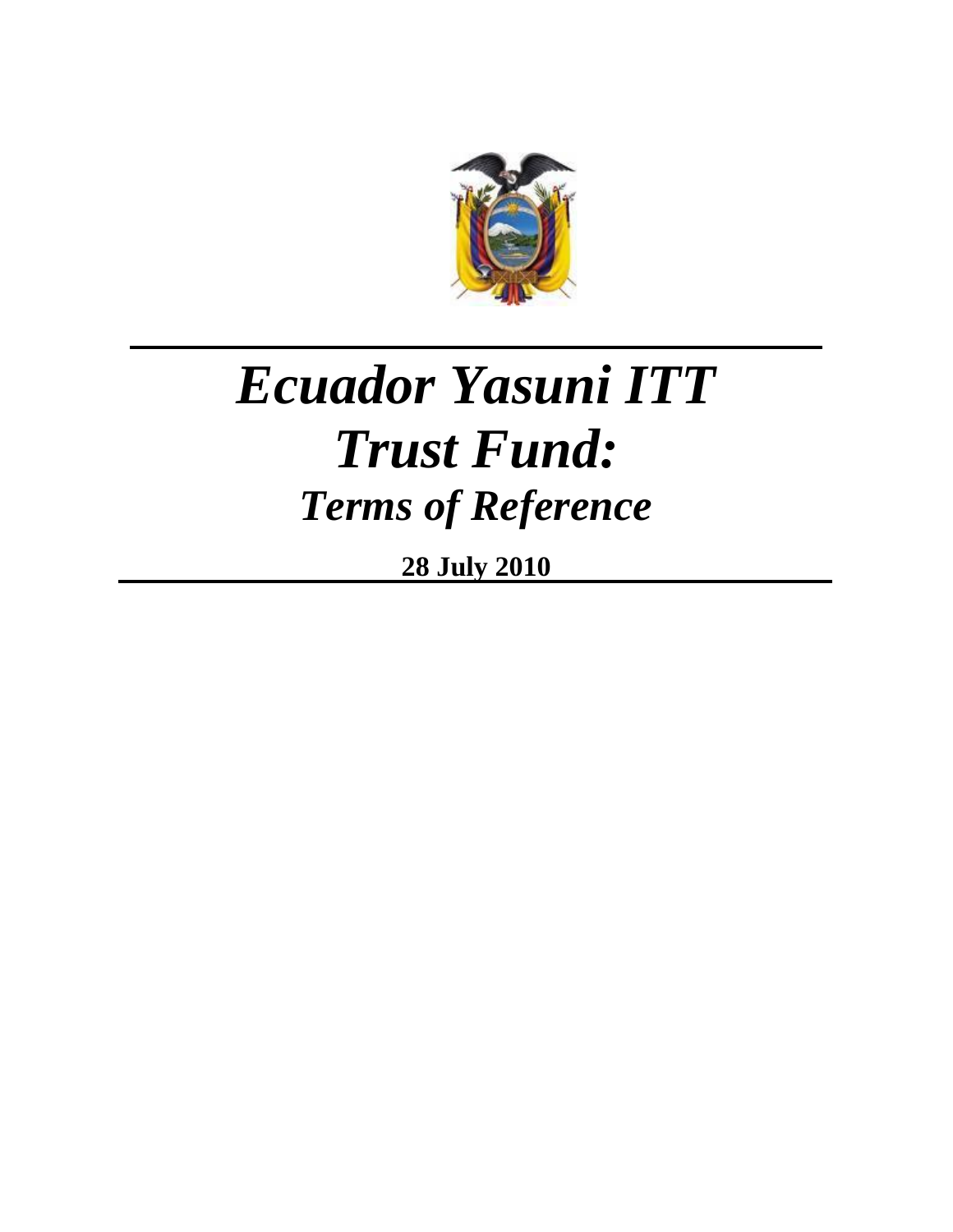# *Ecuador Yasuni ITT Trust Fund:*

## *Terms of Reference*

**28 July 2010**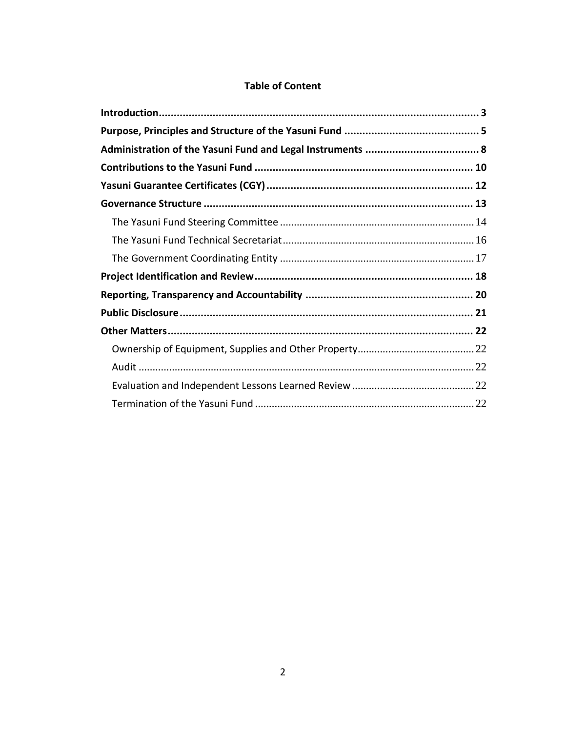**Table of Content**

**Introduction** .......... 3

**Purpose, Principles and Structure of the Yasuni Fund** .......... 5

**Administration of the Yasuni Fund and Legal Instruments** .......... 8

**Contributions to the Yasuni Fund** .......... 10

**Yasuni Guarantee Certificates (CGY)** .......... 12

**Governance Structure** .......... 13

- The Yasuni Fund Steering Committee .......... 14
- The Yasuni Fund Technical Secretariat .......... 16
- The Government Coordinating Entity .......... 17

**Project Identification and Review** .......... 18

**Reporting, Transparency and Accountability** .......... 20

**Public Disclosure** .......... 21

**Other Matters** .......... 22

- Ownership of Equipment, Supplies and Other Property .......... 22
- Audit .......... 22
- Evaluation and Independent Lessons Learned Review .......... 22
- Termination of the Yasuni Fund .......... 22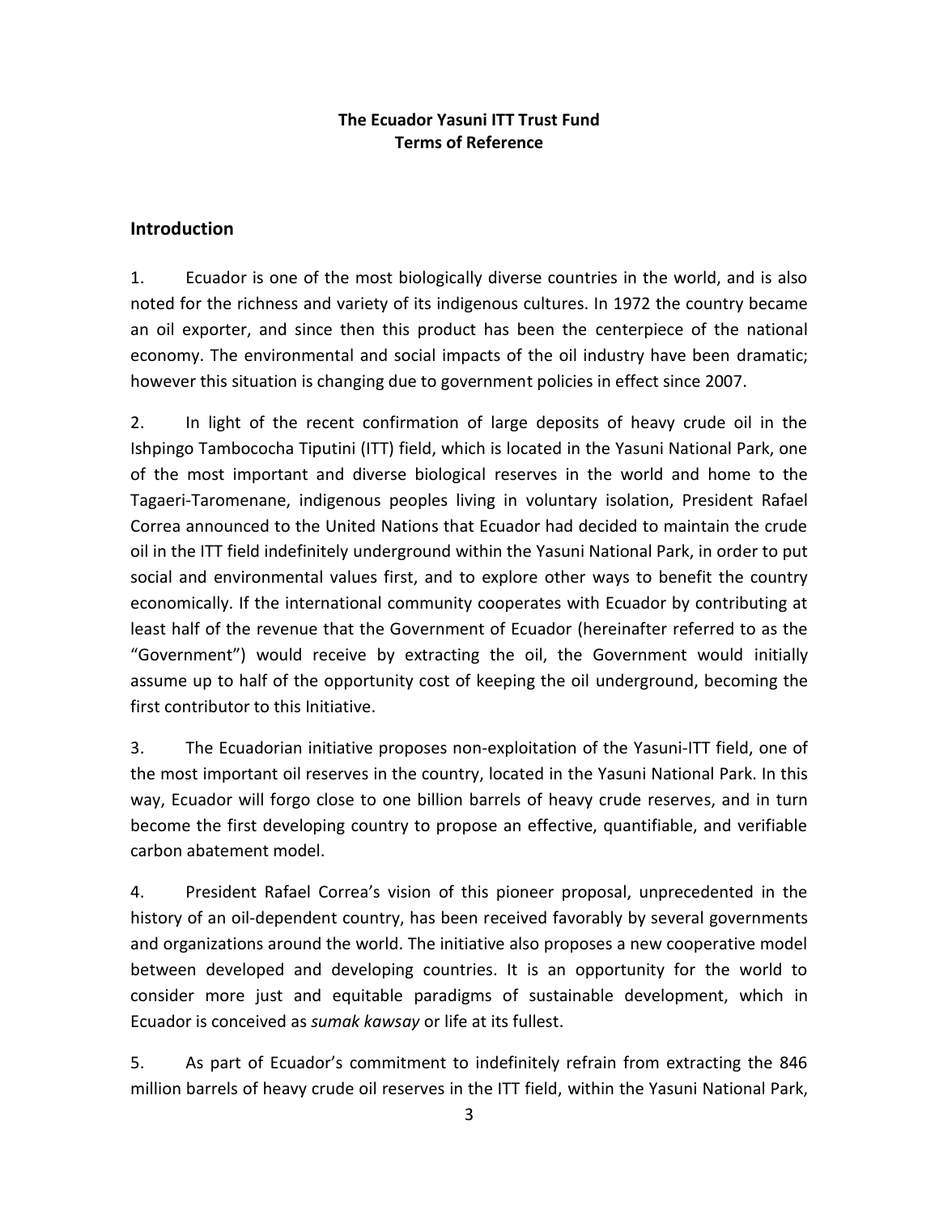**The Ecuador Yasuni ITT Trust Fund**
**Terms of Reference**

## Introduction

1. Ecuador is one of the most biologically diverse countries in the world, and is also noted for the richness and variety of its indigenous cultures. In 1972 the country became an oil exporter, and since then this product has been the centerpiece of the national economy. The environmental and social impacts of the oil industry have been dramatic; however this situation is changing due to government policies in effect since 2007.

2. In light of the recent confirmation of large deposits of heavy crude oil in the Ishpingo Tambococha Tiputini (ITT) field, which is located in the Yasuni National Park, one of the most important and diverse biological reserves in the world and home to the Tagaeri-Taromenane, indigenous peoples living in voluntary isolation, President Rafael Correa announced to the United Nations that Ecuador had decided to maintain the crude oil in the ITT field indefinitely underground within the Yasuni National Park, in order to put social and environmental values first, and to explore other ways to benefit the country economically. If the international community cooperates with Ecuador by contributing at least half of the revenue that the Government of Ecuador (hereinafter referred to as the "Government") would receive by extracting the oil, the Government would initially assume up to half of the opportunity cost of keeping the oil underground, becoming the first contributor to this Initiative.

3. The Ecuadorian initiative proposes non-exploitation of the Yasuni-ITT field, one of the most important oil reserves in the country, located in the Yasuni National Park. In this way, Ecuador will forgo close to one billion barrels of heavy crude reserves, and in turn become the first developing country to propose an effective, quantifiable, and verifiable carbon abatement model.

4. President Rafael Correa's vision of this pioneer proposal, unprecedented in the history of an oil-dependent country, has been received favorably by several governments and organizations around the world. The initiative also proposes a new cooperative model between developed and developing countries. It is an opportunity for the world to consider more just and equitable paradigms of sustainable development, which in Ecuador is conceived as *sumak kawsay* or life at its fullest.

5. As part of Ecuador's commitment to indefinitely refrain from extracting the 846 million barrels of heavy crude oil reserves in the ITT field, within the Yasuni National Park,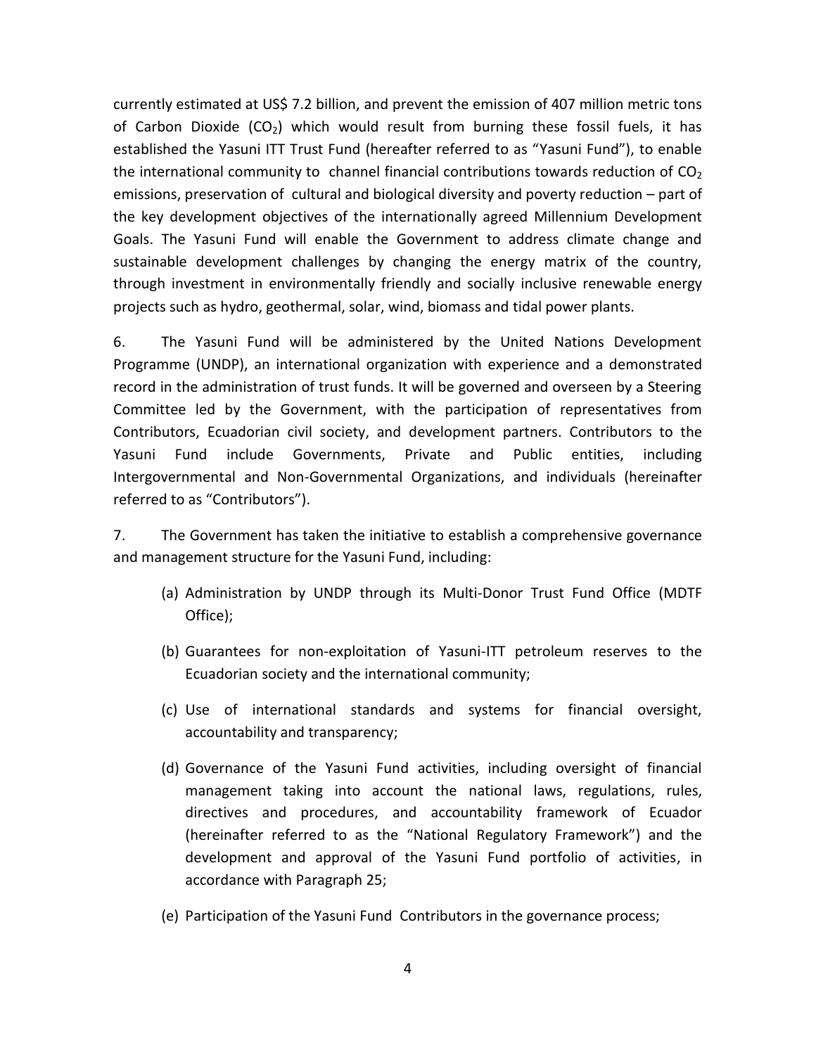currently estimated at US$ 7.2 billion, and prevent the emission of 407 million metric tons of Carbon Dioxide ($CO_2$) which would result from burning these fossil fuels, it has established the Yasuni ITT Trust Fund (hereafter referred to as "Yasuni Fund"), to enable the international community to channel financial contributions towards reduction of $CO_2$ emissions, preservation of cultural and biological diversity and poverty reduction – part of the key development objectives of the internationally agreed Millennium Development Goals. The Yasuni Fund will enable the Government to address climate change and sustainable development challenges by changing the energy matrix of the country, through investment in environmentally friendly and socially inclusive renewable energy projects such as hydro, geothermal, solar, wind, biomass and tidal power plants.

6. The Yasuni Fund will be administered by the United Nations Development Programme (UNDP), an international organization with experience and a demonstrated record in the administration of trust funds. It will be governed and overseen by a Steering Committee led by the Government, with the participation of representatives from Contributors, Ecuadorian civil society, and development partners. Contributors to the Yasuni Fund include Governments, Private and Public entities, including Intergovernmental and Non-Governmental Organizations, and individuals (hereinafter referred to as "Contributors").

7. The Government has taken the initiative to establish a comprehensive governance and management structure for the Yasuni Fund, including:

(a) Administration by UNDP through its Multi-Donor Trust Fund Office (MDTF Office);

(b) Guarantees for non-exploitation of Yasuni-ITT petroleum reserves to the Ecuadorian society and the international community;

(c) Use of international standards and systems for financial oversight, accountability and transparency;

(d) Governance of the Yasuni Fund activities, including oversight of financial management taking into account the national laws, regulations, rules, directives and procedures, and accountability framework of Ecuador (hereinafter referred to as the "National Regulatory Framework") and the development and approval of the Yasuni Fund portfolio of activities, in accordance with Paragraph 25;

(e) Participation of the Yasuni Fund Contributors in the governance process;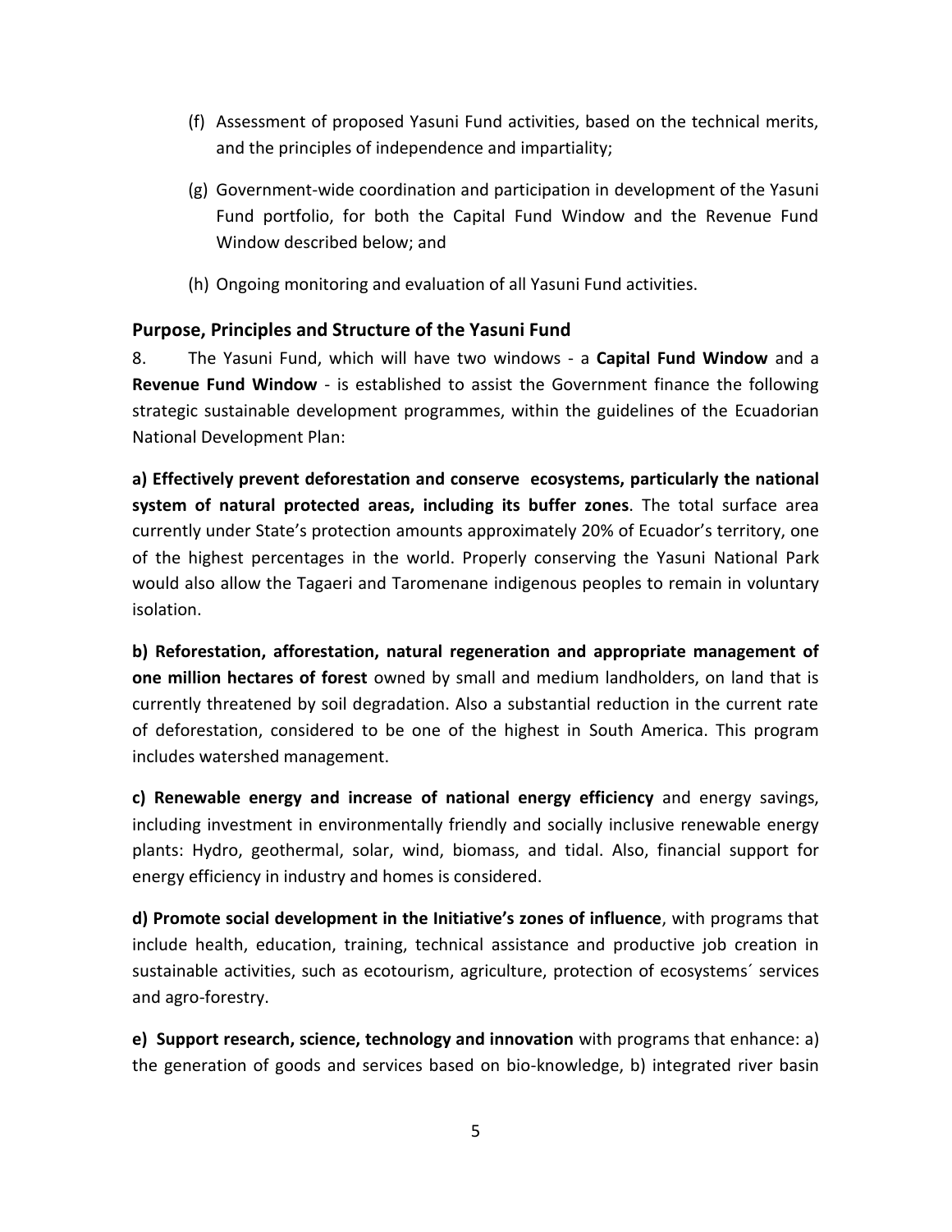(f) Assessment of proposed Yasuni Fund activities, based on the technical merits, and the principles of independence and impartiality;

(g) Government-wide coordination and participation in development of the Yasuni Fund portfolio, for both the Capital Fund Window and the Revenue Fund Window described below; and

(h) Ongoing monitoring and evaluation of all Yasuni Fund activities.

## Purpose, Principles and Structure of the Yasuni Fund

8. The Yasuni Fund, which will have two windows - a **Capital Fund Window** and a **Revenue Fund Window** - is established to assist the Government finance the following strategic sustainable development programmes, within the guidelines of the Ecuadorian National Development Plan:

**a) Effectively prevent deforestation and conserve ecosystems, particularly the national system of natural protected areas, including its buffer zones**. The total surface area currently under State's protection amounts approximately 20% of Ecuador's territory, one of the highest percentages in the world. Properly conserving the Yasuni National Park would also allow the Tagaeri and Taromenane indigenous peoples to remain in voluntary isolation.

**b) Reforestation, afforestation, natural regeneration and appropriate management of one million hectares of forest** owned by small and medium landholders, on land that is currently threatened by soil degradation. Also a substantial reduction in the current rate of deforestation, considered to be one of the highest in South America. This program includes watershed management.

**c) Renewable energy and increase of national energy efficiency** and energy savings, including investment in environmentally friendly and socially inclusive renewable energy plants: Hydro, geothermal, solar, wind, biomass, and tidal. Also, financial support for energy efficiency in industry and homes is considered.

**d) Promote social development in the Initiative's zones of influence**, with programs that include health, education, training, technical assistance and productive job creation in sustainable activities, such as ecotourism, agriculture, protection of ecosystems´ services and agro-forestry.

**e) Support research, science, technology and innovation** with programs that enhance: a) the generation of goods and services based on bio-knowledge, b) integrated river basin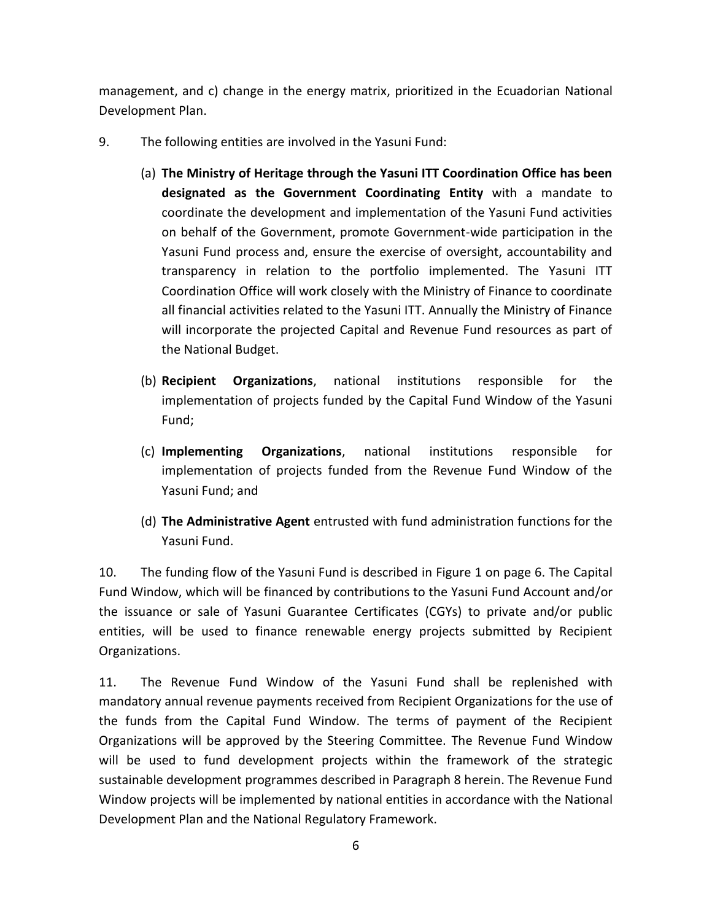management, and c) change in the energy matrix, prioritized in the Ecuadorian National Development Plan.

9. The following entities are involved in the Yasuni Fund:

   (a) **The Ministry of Heritage through the Yasuni ITT Coordination Office has been designated as the Government Coordinating Entity** with a mandate to coordinate the development and implementation of the Yasuni Fund activities on behalf of the Government, promote Government-wide participation in the Yasuni Fund process and, ensure the exercise of oversight, accountability and transparency in relation to the portfolio implemented. The Yasuni ITT Coordination Office will work closely with the Ministry of Finance to coordinate all financial activities related to the Yasuni ITT. Annually the Ministry of Finance will incorporate the projected Capital and Revenue Fund resources as part of the National Budget.

   (b) **Recipient Organizations**, national institutions responsible for the implementation of projects funded by the Capital Fund Window of the Yasuni Fund;

   (c) **Implementing Organizations**, national institutions responsible for implementation of projects funded from the Revenue Fund Window of the Yasuni Fund; and

   (d) **The Administrative Agent** entrusted with fund administration functions for the Yasuni Fund.

10. The funding flow of the Yasuni Fund is described in Figure 1 on page 6. The Capital Fund Window, which will be financed by contributions to the Yasuni Fund Account and/or the issuance or sale of Yasuni Guarantee Certificates (CGYs) to private and/or public entities, will be used to finance renewable energy projects submitted by Recipient Organizations.

11. The Revenue Fund Window of the Yasuni Fund shall be replenished with mandatory annual revenue payments received from Recipient Organizations for the use of the funds from the Capital Fund Window. The terms of payment of the Recipient Organizations will be approved by the Steering Committee. The Revenue Fund Window will be used to fund development projects within the framework of the strategic sustainable development programmes described in Paragraph 8 herein. The Revenue Fund Window projects will be implemented by national entities in accordance with the National Development Plan and the National Regulatory Framework.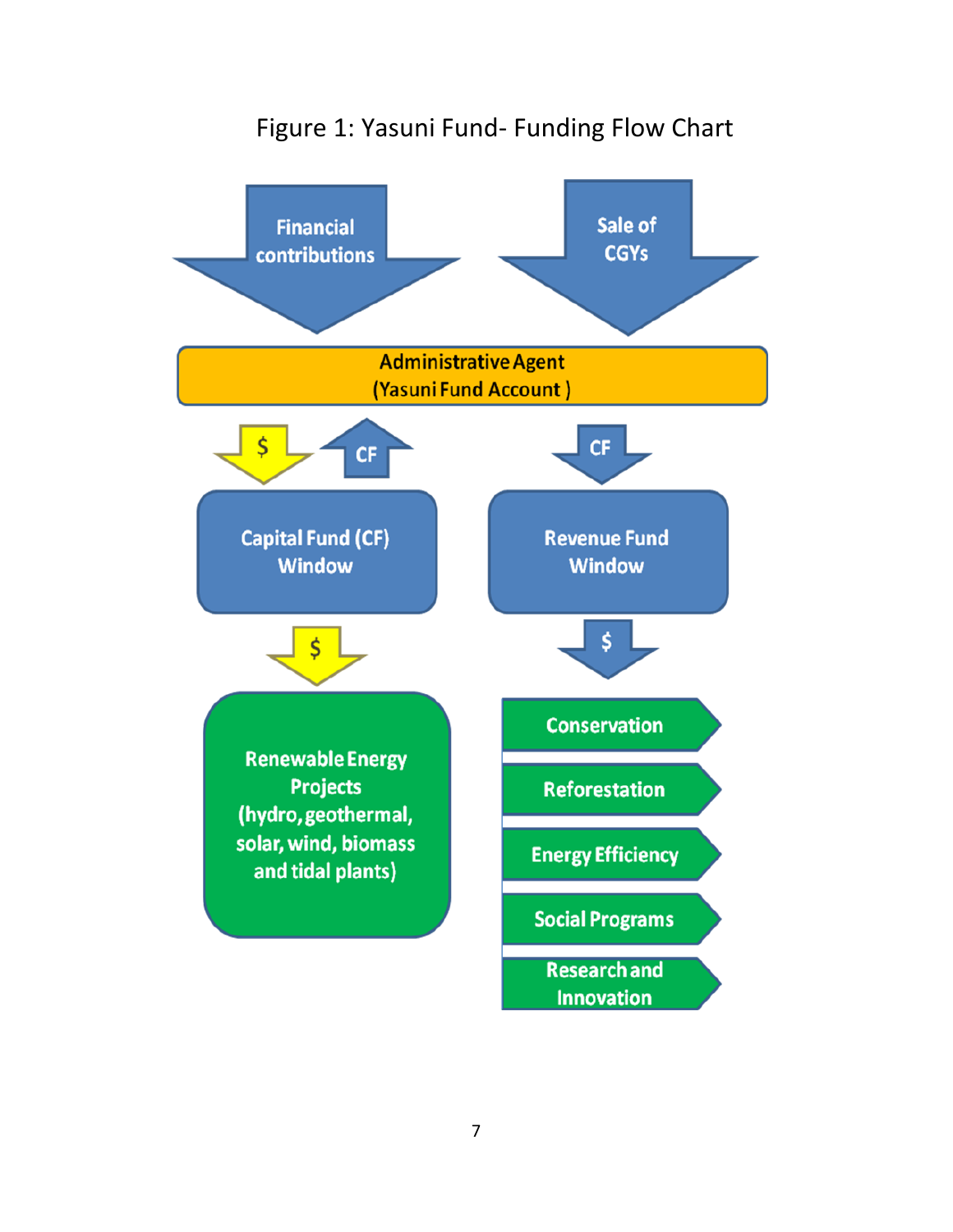Figure 1: Yasuni Fund- Funding Flow Chart

Financial contributions

Sale of CGYs

Administrative Agent
(Yasuni Fund Account )

$

CF

CF

Capital Fund (CF) Window

Revenue Fund Window

$

$

Renewable Energy Projects (hydro, geothermal, solar, wind, biomass and tidal plants)

- Conservation
- Reforestation
- Energy Efficiency
- Social Programs
- Research and Innovation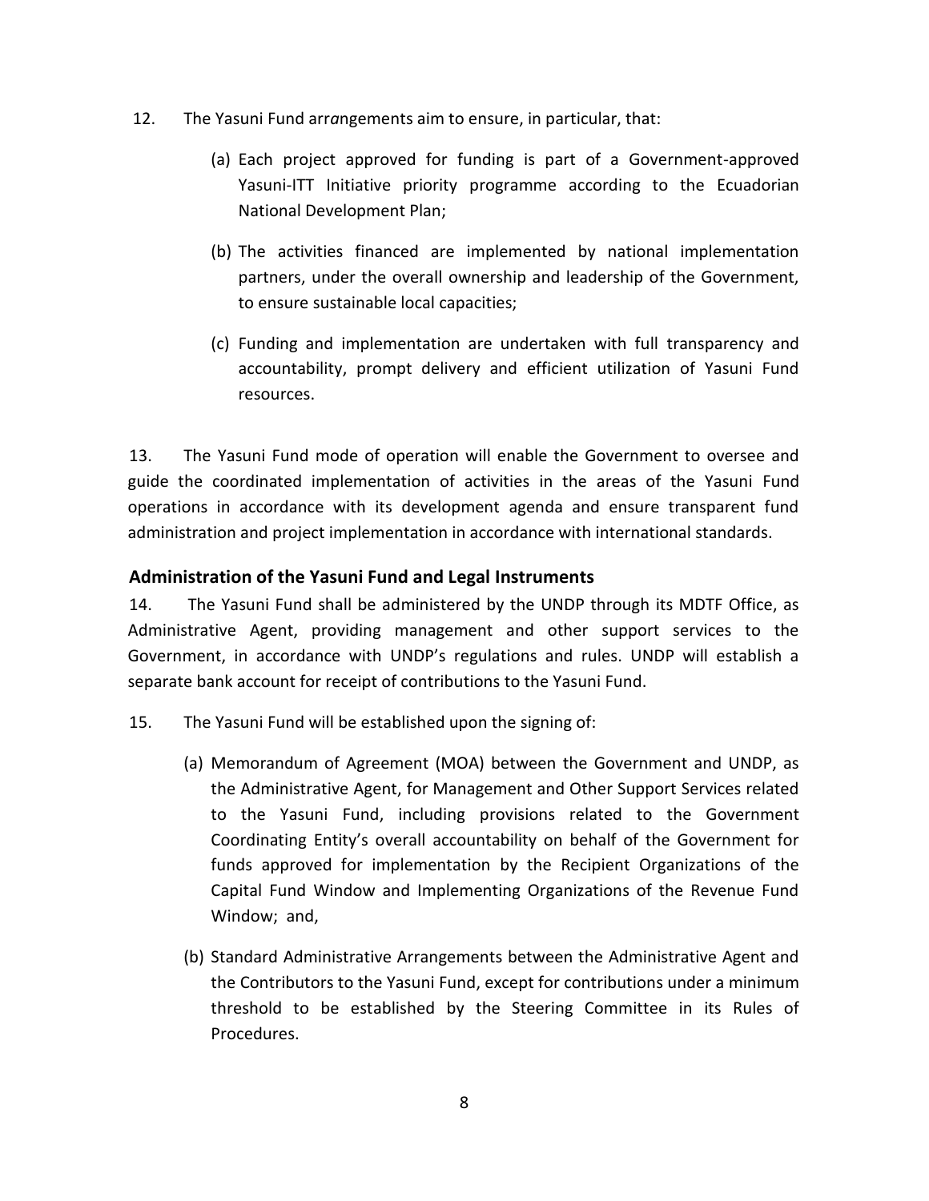12. The Yasuni Fund arr*a*ngements aim to ensure, in particular, that:

    (a) Each project approved for funding is part of a Government-approved Yasuni-ITT Initiative priority programme according to the Ecuadorian National Development Plan;

    (b) The activities financed are implemented by national implementation partners, under the overall ownership and leadership of the Government, to ensure sustainable local capacities;

    (c) Funding and implementation are undertaken with full transparency and accountability, prompt delivery and efficient utilization of Yasuni Fund resources.

13. The Yasuni Fund mode of operation will enable the Government to oversee and guide the coordinated implementation of activities in the areas of the Yasuni Fund operations in accordance with its development agenda and ensure transparent fund administration and project implementation in accordance with international standards.

### Administration of the Yasuni Fund and Legal Instruments

14. The Yasuni Fund shall be administered by the UNDP through its MDTF Office, as Administrative Agent, providing management and other support services to the Government, in accordance with UNDP's regulations and rules. UNDP will establish a separate bank account for receipt of contributions to the Yasuni Fund.

15. The Yasuni Fund will be established upon the signing of:

    (a) Memorandum of Agreement (MOA) between the Government and UNDP, as the Administrative Agent, for Management and Other Support Services related to the Yasuni Fund, including provisions related to the Government Coordinating Entity's overall accountability on behalf of the Government for funds approved for implementation by the Recipient Organizations of the Capital Fund Window and Implementing Organizations of the Revenue Fund Window; and,

    (b) Standard Administrative Arrangements between the Administrative Agent and the Contributors to the Yasuni Fund, except for contributions under a minimum threshold to be established by the Steering Committee in its Rules of Procedures.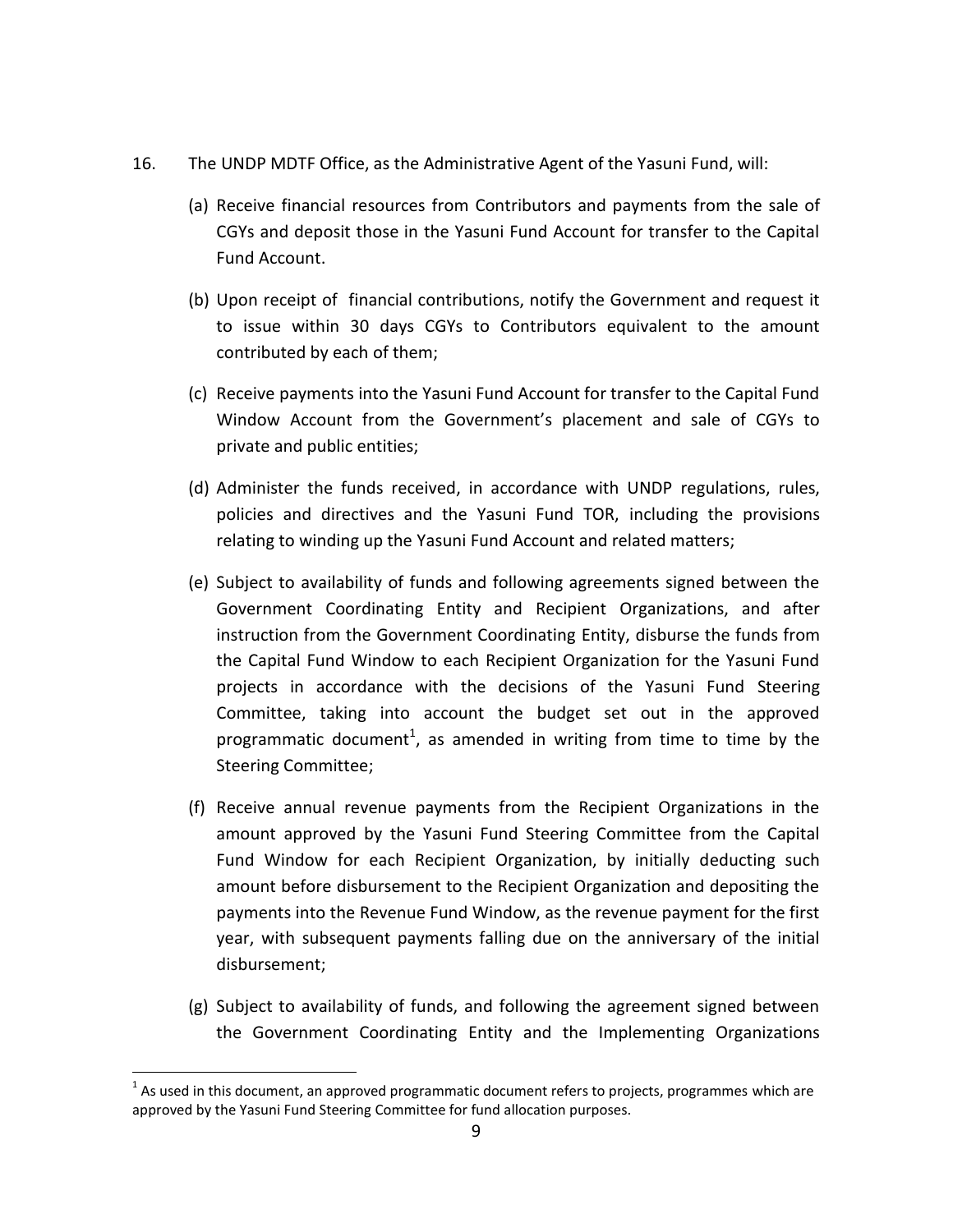16. The UNDP MDTF Office, as the Administrative Agent of the Yasuni Fund, will:

    (a) Receive financial resources from Contributors and payments from the sale of CGYs and deposit those in the Yasuni Fund Account for transfer to the Capital Fund Account.

    (b) Upon receipt of financial contributions, notify the Government and request it to issue within 30 days CGYs to Contributors equivalent to the amount contributed by each of them;

    (c) Receive payments into the Yasuni Fund Account for transfer to the Capital Fund Window Account from the Government's placement and sale of CGYs to private and public entities;

    (d) Administer the funds received, in accordance with UNDP regulations, rules, policies and directives and the Yasuni Fund TOR, including the provisions relating to winding up the Yasuni Fund Account and related matters;

    (e) Subject to availability of funds and following agreements signed between the Government Coordinating Entity and Recipient Organizations, and after instruction from the Government Coordinating Entity, disburse the funds from the Capital Fund Window to each Recipient Organization for the Yasuni Fund projects in accordance with the decisions of the Yasuni Fund Steering Committee, taking into account the budget set out in the approved programmatic document[1], as amended in writing from time to time by the Steering Committee;

    (f) Receive annual revenue payments from the Recipient Organizations in the amount approved by the Yasuni Fund Steering Committee from the Capital Fund Window for each Recipient Organization, by initially deducting such amount before disbursement to the Recipient Organization and depositing the payments into the Revenue Fund Window, as the revenue payment for the first year, with subsequent payments falling due on the anniversary of the initial disbursement;

    (g) Subject to availability of funds, and following the agreement signed between the Government Coordinating Entity and the Implementing Organizations

---

[1] As used in this document, an approved programmatic document refers to projects, programmes which are approved by the Yasuni Fund Steering Committee for fund allocation purposes.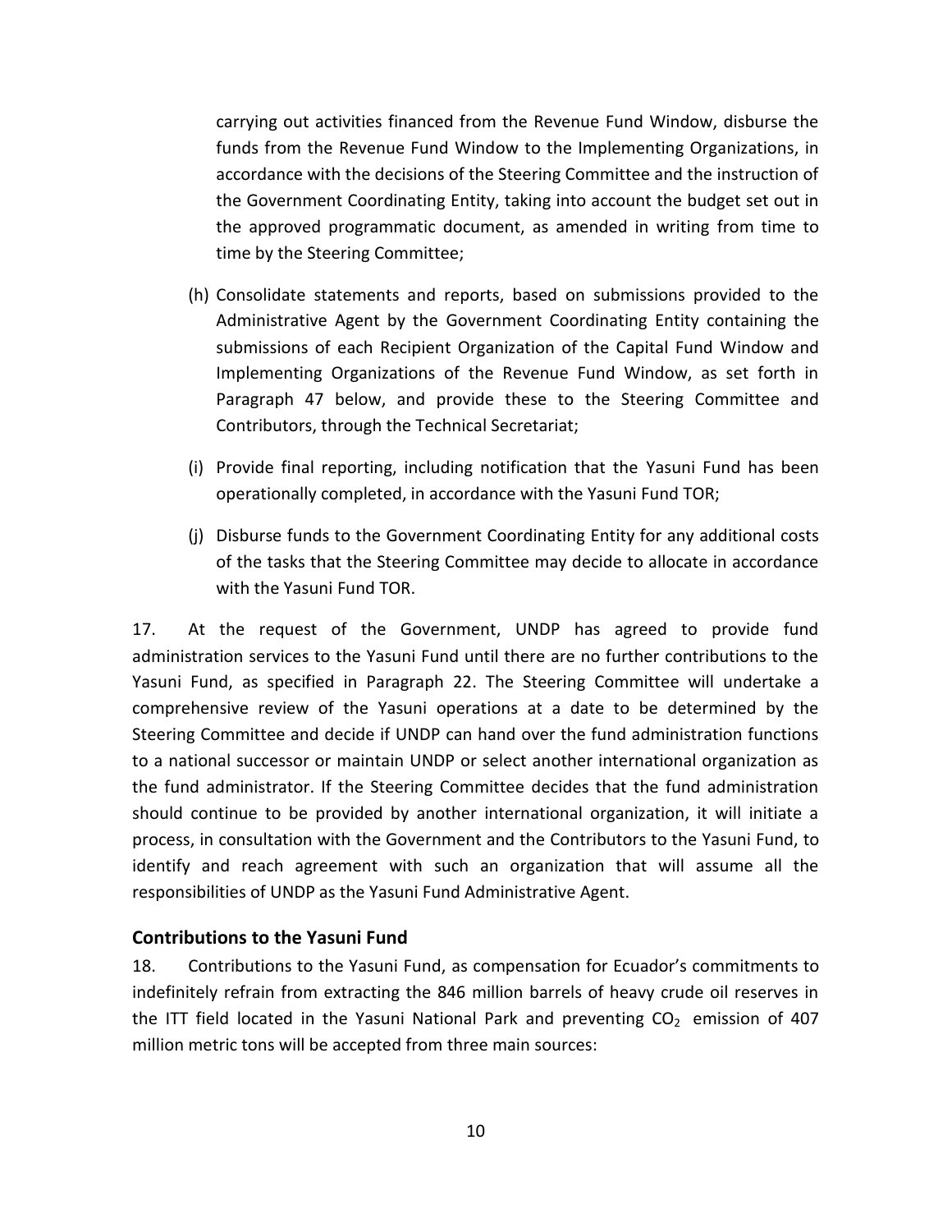carrying out activities financed from the Revenue Fund Window, disburse the funds from the Revenue Fund Window to the Implementing Organizations, in accordance with the decisions of the Steering Committee and the instruction of the Government Coordinating Entity, taking into account the budget set out in the approved programmatic document, as amended in writing from time to time by the Steering Committee;

(h) Consolidate statements and reports, based on submissions provided to the Administrative Agent by the Government Coordinating Entity containing the submissions of each Recipient Organization of the Capital Fund Window and Implementing Organizations of the Revenue Fund Window, as set forth in Paragraph 47 below, and provide these to the Steering Committee and Contributors, through the Technical Secretariat;

(i) Provide final reporting, including notification that the Yasuni Fund has been operationally completed, in accordance with the Yasuni Fund TOR;

(j) Disburse funds to the Government Coordinating Entity for any additional costs of the tasks that the Steering Committee may decide to allocate in accordance with the Yasuni Fund TOR.

17. At the request of the Government, UNDP has agreed to provide fund administration services to the Yasuni Fund until there are no further contributions to the Yasuni Fund, as specified in Paragraph 22. The Steering Committee will undertake a comprehensive review of the Yasuni operations at a date to be determined by the Steering Committee and decide if UNDP can hand over the fund administration functions to a national successor or maintain UNDP or select another international organization as the fund administrator. If the Steering Committee decides that the fund administration should continue to be provided by another international organization, it will initiate a process, in consultation with the Government and the Contributors to the Yasuni Fund, to identify and reach agreement with such an organization that will assume all the responsibilities of UNDP as the Yasuni Fund Administrative Agent.

### Contributions to the Yasuni Fund

18. Contributions to the Yasuni Fund, as compensation for Ecuador's commitments to indefinitely refrain from extracting the 846 million barrels of heavy crude oil reserves in the ITT field located in the Yasuni National Park and preventing $CO_2$ emission of 407 million metric tons will be accepted from three main sources: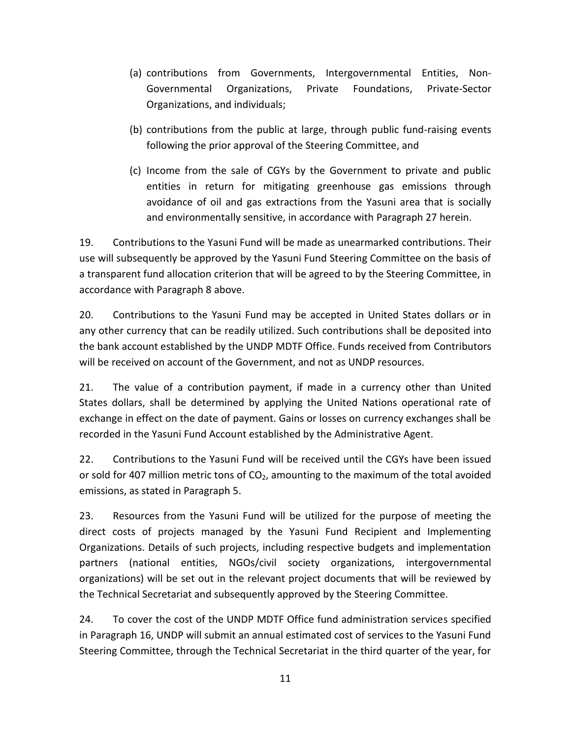(a) contributions from Governments, Intergovernmental Entities, Non-Governmental Organizations, Private Foundations, Private-Sector Organizations, and individuals;

(b) contributions from the public at large, through public fund-raising events following the prior approval of the Steering Committee, and

(c) Income from the sale of CGYs by the Government to private and public entities in return for mitigating greenhouse gas emissions through avoidance of oil and gas extractions from the Yasuni area that is socially and environmentally sensitive, in accordance with Paragraph 27 herein.

19. Contributions to the Yasuni Fund will be made as unearmarked contributions. Their use will subsequently be approved by the Yasuni Fund Steering Committee on the basis of a transparent fund allocation criterion that will be agreed to by the Steering Committee, in accordance with Paragraph 8 above.

20. Contributions to the Yasuni Fund may be accepted in United States dollars or in any other currency that can be readily utilized. Such contributions shall be deposited into the bank account established by the UNDP MDTF Office. Funds received from Contributors will be received on account of the Government, and not as UNDP resources.

21. The value of a contribution payment, if made in a currency other than United States dollars, shall be determined by applying the United Nations operational rate of exchange in effect on the date of payment. Gains or losses on currency exchanges shall be recorded in the Yasuni Fund Account established by the Administrative Agent.

22. Contributions to the Yasuni Fund will be received until the CGYs have been issued or sold for 407 million metric tons of $CO_2$, amounting to the maximum of the total avoided emissions, as stated in Paragraph 5.

23. Resources from the Yasuni Fund will be utilized for the purpose of meeting the direct costs of projects managed by the Yasuni Fund Recipient and Implementing Organizations. Details of such projects, including respective budgets and implementation partners (national entities, NGOs/civil society organizations, intergovernmental organizations) will be set out in the relevant project documents that will be reviewed by the Technical Secretariat and subsequently approved by the Steering Committee.

24. To cover the cost of the UNDP MDTF Office fund administration services specified in Paragraph 16, UNDP will submit an annual estimated cost of services to the Yasuni Fund Steering Committee, through the Technical Secretariat in the third quarter of the year, for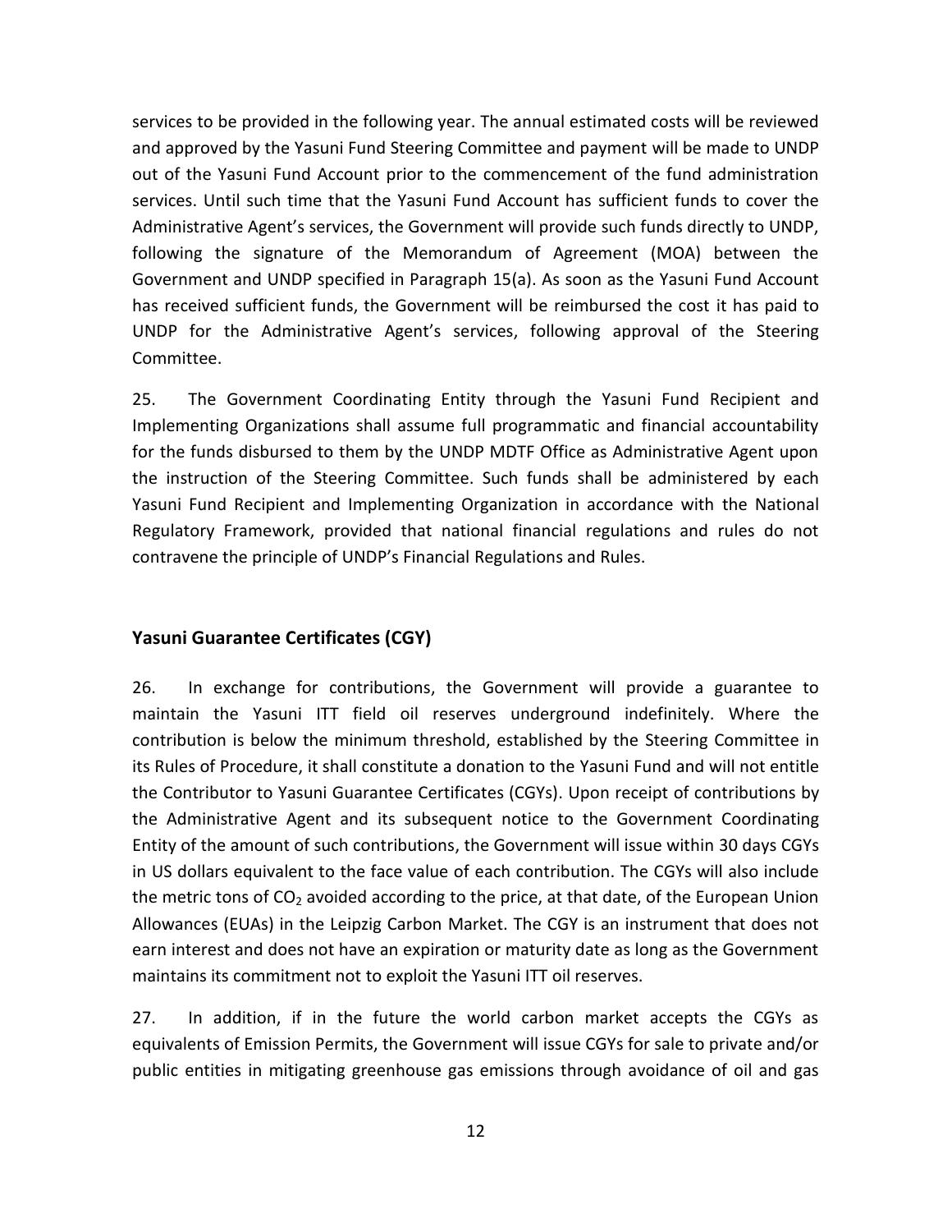services to be provided in the following year. The annual estimated costs will be reviewed and approved by the Yasuni Fund Steering Committee and payment will be made to UNDP out of the Yasuni Fund Account prior to the commencement of the fund administration services. Until such time that the Yasuni Fund Account has sufficient funds to cover the Administrative Agent's services, the Government will provide such funds directly to UNDP, following the signature of the Memorandum of Agreement (MOA) between the Government and UNDP specified in Paragraph 15(a). As soon as the Yasuni Fund Account has received sufficient funds, the Government will be reimbursed the cost it has paid to UNDP for the Administrative Agent's services, following approval of the Steering Committee.

25. The Government Coordinating Entity through the Yasuni Fund Recipient and Implementing Organizations shall assume full programmatic and financial accountability for the funds disbursed to them by the UNDP MDTF Office as Administrative Agent upon the instruction of the Steering Committee. Such funds shall be administered by each Yasuni Fund Recipient and Implementing Organization in accordance with the National Regulatory Framework, provided that national financial regulations and rules do not contravene the principle of UNDP's Financial Regulations and Rules.

## Yasuni Guarantee Certificates (CGY)

26. In exchange for contributions, the Government will provide a guarantee to maintain the Yasuni ITT field oil reserves underground indefinitely. Where the contribution is below the minimum threshold, established by the Steering Committee in its Rules of Procedure, it shall constitute a donation to the Yasuni Fund and will not entitle the Contributor to Yasuni Guarantee Certificates (CGYs). Upon receipt of contributions by the Administrative Agent and its subsequent notice to the Government Coordinating Entity of the amount of such contributions, the Government will issue within 30 days CGYs in US dollars equivalent to the face value of each contribution. The CGYs will also include the metric tons of $CO_2$ avoided according to the price, at that date, of the European Union Allowances (EUAs) in the Leipzig Carbon Market. The CGY is an instrument that does not earn interest and does not have an expiration or maturity date as long as the Government maintains its commitment not to exploit the Yasuni ITT oil reserves.

27. In addition, if in the future the world carbon market accepts the CGYs as equivalents of Emission Permits, the Government will issue CGYs for sale to private and/or public entities in mitigating greenhouse gas emissions through avoidance of oil and gas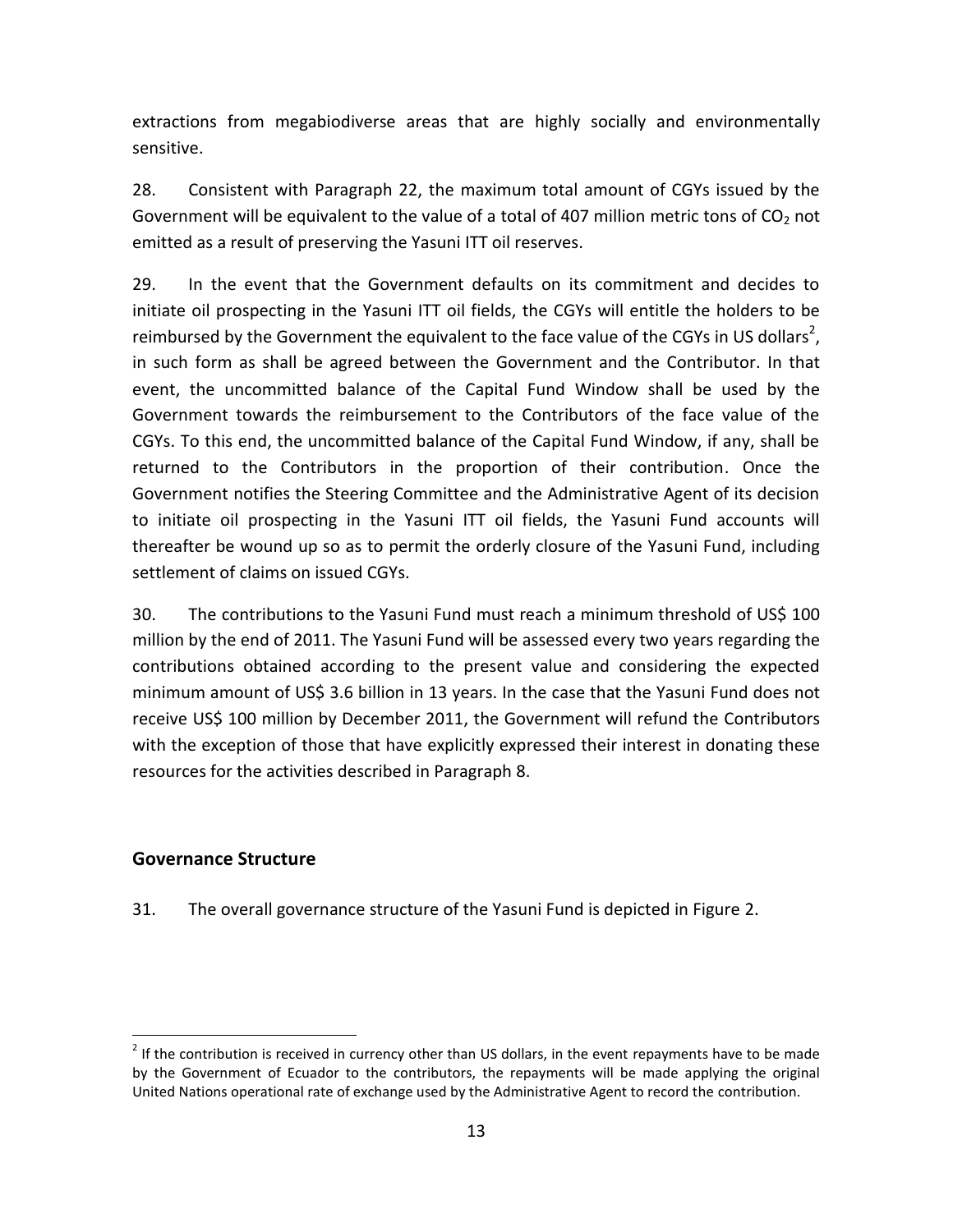extractions from megabiodiverse areas that are highly socially and environmentally sensitive.

28. Consistent with Paragraph 22, the maximum total amount of CGYs issued by the Government will be equivalent to the value of a total of 407 million metric tons of $CO_2$ not emitted as a result of preserving the Yasuni ITT oil reserves.

29. In the event that the Government defaults on its commitment and decides to initiate oil prospecting in the Yasuni ITT oil fields, the CGYs will entitle the holders to be reimbursed by the Government the equivalent to the face value of the CGYs in US dollars[2], in such form as shall be agreed between the Government and the Contributor. In that event, the uncommitted balance of the Capital Fund Window shall be used by the Government towards the reimbursement to the Contributors of the face value of the CGYs. To this end, the uncommitted balance of the Capital Fund Window, if any, shall be returned to the Contributors in the proportion of their contribution. Once the Government notifies the Steering Committee and the Administrative Agent of its decision to initiate oil prospecting in the Yasuni ITT oil fields, the Yasuni Fund accounts will thereafter be wound up so as to permit the orderly closure of the Yasuni Fund, including settlement of claims on issued CGYs.

30. The contributions to the Yasuni Fund must reach a minimum threshold of US$ 100 million by the end of 2011. The Yasuni Fund will be assessed every two years regarding the contributions obtained according to the present value and considering the expected minimum amount of US$ 3.6 billion in 13 years. In the case that the Yasuni Fund does not receive US$ 100 million by December 2011, the Government will refund the Contributors with the exception of those that have explicitly expressed their interest in donating these resources for the activities described in Paragraph 8.

## Governance Structure

31. The overall governance structure of the Yasuni Fund is depicted in Figure 2.

[2] If the contribution is received in currency other than US dollars, in the event repayments have to be made by the Government of Ecuador to the contributors, the repayments will be made applying the original United Nations operational rate of exchange used by the Administrative Agent to record the contribution.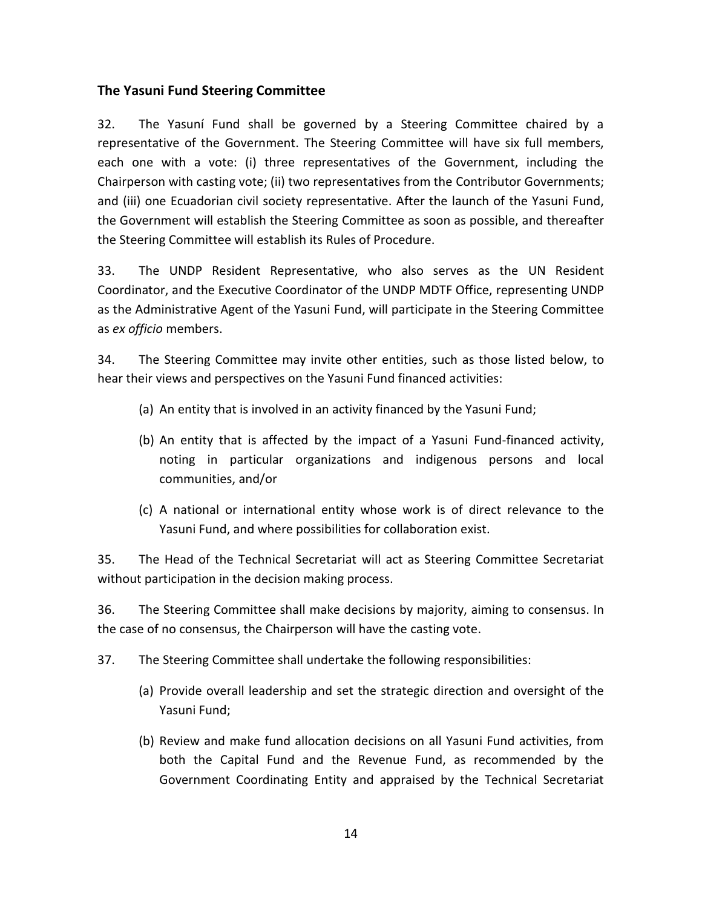### The Yasuni Fund Steering Committee

32. The Yasuní Fund shall be governed by a Steering Committee chaired by a representative of the Government. The Steering Committee will have six full members, each one with a vote: (i) three representatives of the Government, including the Chairperson with casting vote; (ii) two representatives from the Contributor Governments; and (iii) one Ecuadorian civil society representative. After the launch of the Yasuni Fund, the Government will establish the Steering Committee as soon as possible, and thereafter the Steering Committee will establish its Rules of Procedure.

33. The UNDP Resident Representative, who also serves as the UN Resident Coordinator, and the Executive Coordinator of the UNDP MDTF Office, representing UNDP as the Administrative Agent of the Yasuni Fund, will participate in the Steering Committee as *ex officio* members.

34. The Steering Committee may invite other entities, such as those listed below, to hear their views and perspectives on the Yasuni Fund financed activities:

(a) An entity that is involved in an activity financed by the Yasuni Fund;

(b) An entity that is affected by the impact of a Yasuni Fund-financed activity, noting in particular organizations and indigenous persons and local communities, and/or

(c) A national or international entity whose work is of direct relevance to the Yasuni Fund, and where possibilities for collaboration exist.

35. The Head of the Technical Secretariat will act as Steering Committee Secretariat without participation in the decision making process.

36. The Steering Committee shall make decisions by majority, aiming to consensus. In the case of no consensus, the Chairperson will have the casting vote.

37. The Steering Committee shall undertake the following responsibilities:

(a) Provide overall leadership and set the strategic direction and oversight of the Yasuni Fund;

(b) Review and make fund allocation decisions on all Yasuni Fund activities, from both the Capital Fund and the Revenue Fund, as recommended by the Government Coordinating Entity and appraised by the Technical Secretariat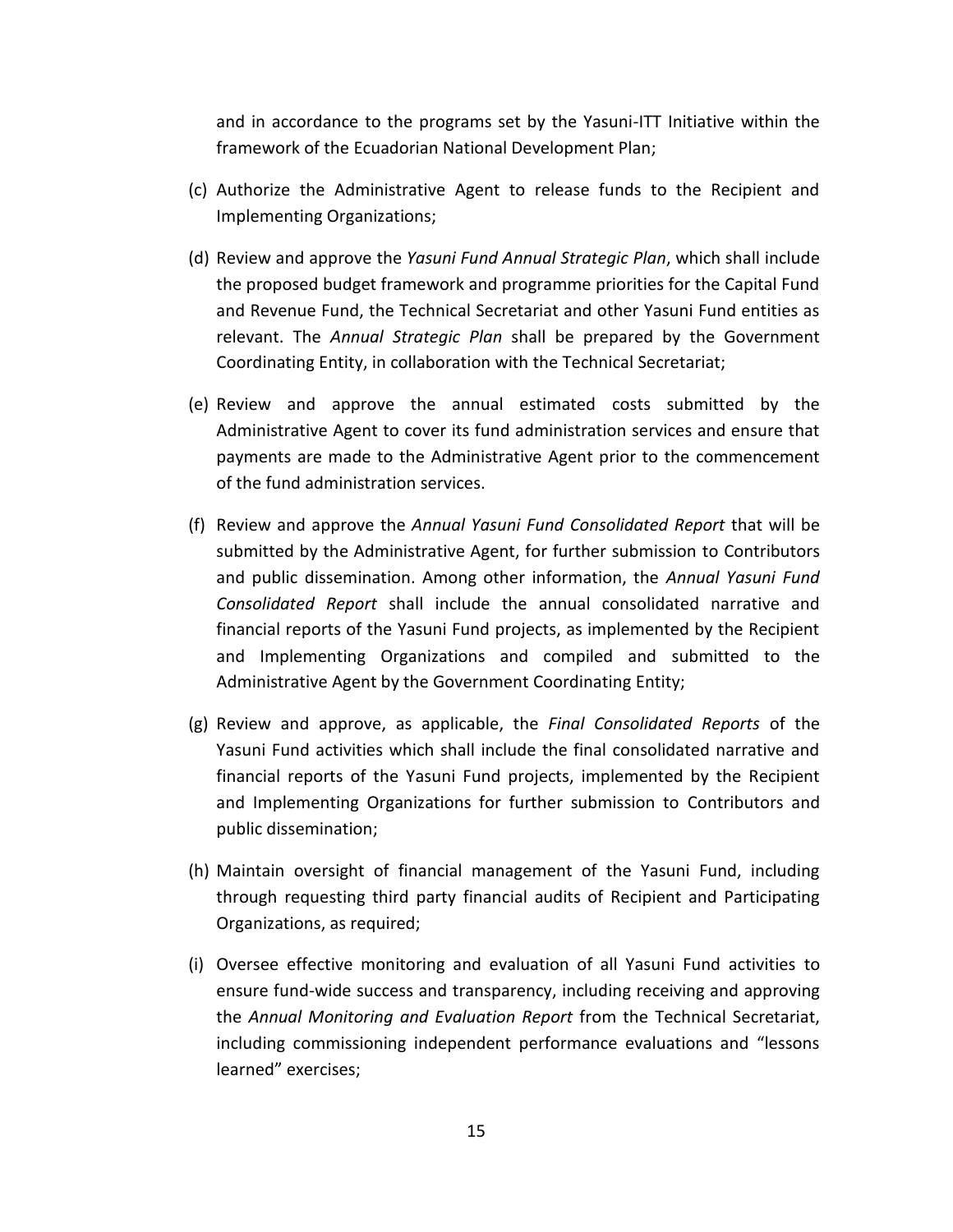and in accordance to the programs set by the Yasuni-ITT Initiative within the framework of the Ecuadorian National Development Plan;

(c) Authorize the Administrative Agent to release funds to the Recipient and Implementing Organizations;

(d) Review and approve the *Yasuni Fund Annual Strategic Plan*, which shall include the proposed budget framework and programme priorities for the Capital Fund and Revenue Fund, the Technical Secretariat and other Yasuni Fund entities as relevant. The *Annual Strategic Plan* shall be prepared by the Government Coordinating Entity, in collaboration with the Technical Secretariat;

(e) Review and approve the annual estimated costs submitted by the Administrative Agent to cover its fund administration services and ensure that payments are made to the Administrative Agent prior to the commencement of the fund administration services.

(f) Review and approve the *Annual Yasuni Fund Consolidated Report* that will be submitted by the Administrative Agent, for further submission to Contributors and public dissemination. Among other information, the *Annual Yasuni Fund Consolidated Report* shall include the annual consolidated narrative and financial reports of the Yasuni Fund projects, as implemented by the Recipient and Implementing Organizations and compiled and submitted to the Administrative Agent by the Government Coordinating Entity;

(g) Review and approve, as applicable, the *Final Consolidated Reports* of the Yasuni Fund activities which shall include the final consolidated narrative and financial reports of the Yasuni Fund projects, implemented by the Recipient and Implementing Organizations for further submission to Contributors and public dissemination;

(h) Maintain oversight of financial management of the Yasuni Fund, including through requesting third party financial audits of Recipient and Participating Organizations, as required;

(i) Oversee effective monitoring and evaluation of all Yasuni Fund activities to ensure fund-wide success and transparency, including receiving and approving the *Annual Monitoring and Evaluation Report* from the Technical Secretariat, including commissioning independent performance evaluations and "lessons learned" exercises;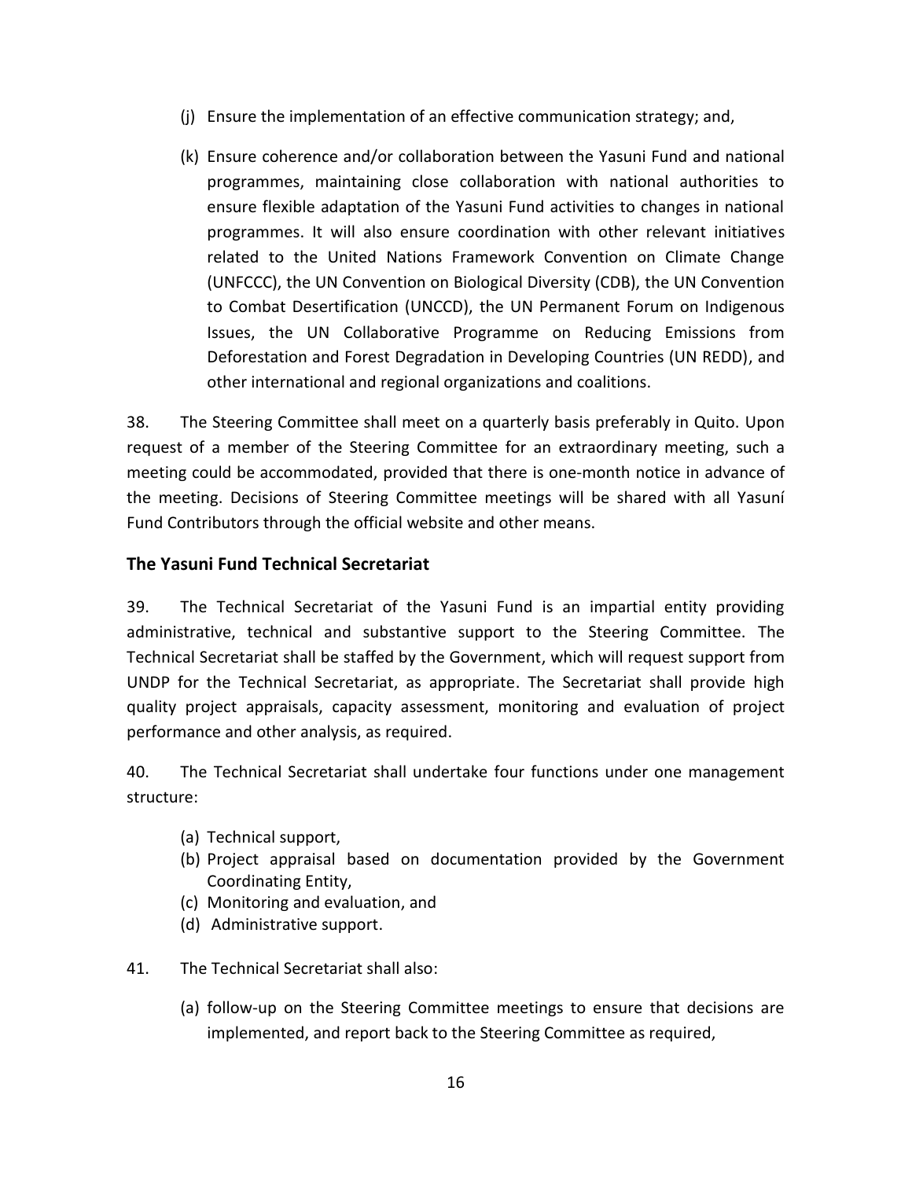(j) Ensure the implementation of an effective communication strategy; and,

(k) Ensure coherence and/or collaboration between the Yasuni Fund and national programmes, maintaining close collaboration with national authorities to ensure flexible adaptation of the Yasuni Fund activities to changes in national programmes. It will also ensure coordination with other relevant initiatives related to the United Nations Framework Convention on Climate Change (UNFCCC), the UN Convention on Biological Diversity (CDB), the UN Convention to Combat Desertification (UNCCD), the UN Permanent Forum on Indigenous Issues, the UN Collaborative Programme on Reducing Emissions from Deforestation and Forest Degradation in Developing Countries (UN REDD), and other international and regional organizations and coalitions.

38. The Steering Committee shall meet on a quarterly basis preferably in Quito. Upon request of a member of the Steering Committee for an extraordinary meeting, such a meeting could be accommodated, provided that there is one-month notice in advance of the meeting. Decisions of Steering Committee meetings will be shared with all Yasuní Fund Contributors through the official website and other means.

### The Yasuni Fund Technical Secretariat

39. The Technical Secretariat of the Yasuni Fund is an impartial entity providing administrative, technical and substantive support to the Steering Committee. The Technical Secretariat shall be staffed by the Government, which will request support from UNDP for the Technical Secretariat, as appropriate. The Secretariat shall provide high quality project appraisals, capacity assessment, monitoring and evaluation of project performance and other analysis, as required.

40. The Technical Secretariat shall undertake four functions under one management structure:

(a) Technical support,
(b) Project appraisal based on documentation provided by the Government Coordinating Entity,
(c) Monitoring and evaluation, and
(d) Administrative support.

41. The Technical Secretariat shall also:

(a) follow-up on the Steering Committee meetings to ensure that decisions are implemented, and report back to the Steering Committee as required,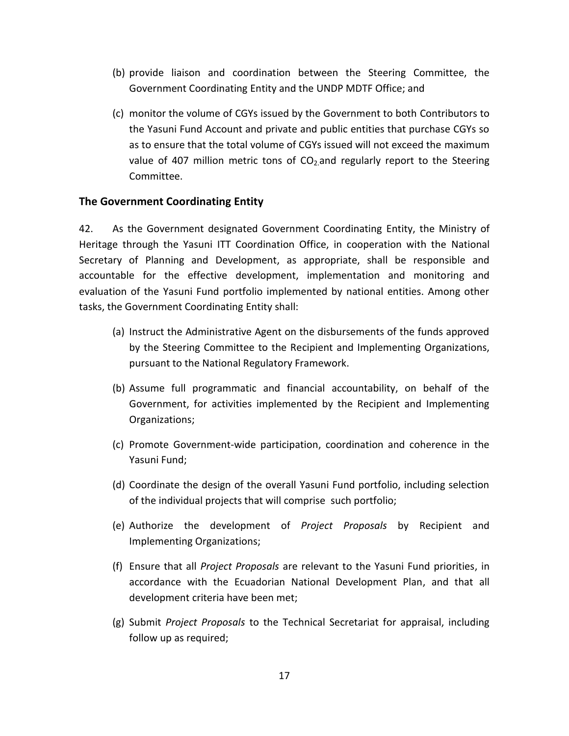(b) provide liaison and coordination between the Steering Committee, the Government Coordinating Entity and the UNDP MDTF Office; and

(c) monitor the volume of CGYs issued by the Government to both Contributors to the Yasuni Fund Account and private and public entities that purchase CGYs so as to ensure that the total volume of CGYs issued will not exceed the maximum value of 407 million metric tons of $CO_2$ and regularly report to the Steering Committee.

### The Government Coordinating Entity

42. As the Government designated Government Coordinating Entity, the Ministry of Heritage through the Yasuni ITT Coordination Office, in cooperation with the National Secretary of Planning and Development, as appropriate, shall be responsible and accountable for the effective development, implementation and monitoring and evaluation of the Yasuni Fund portfolio implemented by national entities. Among other tasks, the Government Coordinating Entity shall:

(a) Instruct the Administrative Agent on the disbursements of the funds approved by the Steering Committee to the Recipient and Implementing Organizations, pursuant to the National Regulatory Framework.

(b) Assume full programmatic and financial accountability, on behalf of the Government, for activities implemented by the Recipient and Implementing Organizations;

(c) Promote Government-wide participation, coordination and coherence in the Yasuni Fund;

(d) Coordinate the design of the overall Yasuni Fund portfolio, including selection of the individual projects that will comprise such portfolio;

(e) Authorize the development of *Project Proposals* by Recipient and Implementing Organizations;

(f) Ensure that all *Project Proposals* are relevant to the Yasuni Fund priorities, in accordance with the Ecuadorian National Development Plan, and that all development criteria have been met;

(g) Submit *Project Proposals* to the Technical Secretariat for appraisal, including follow up as required;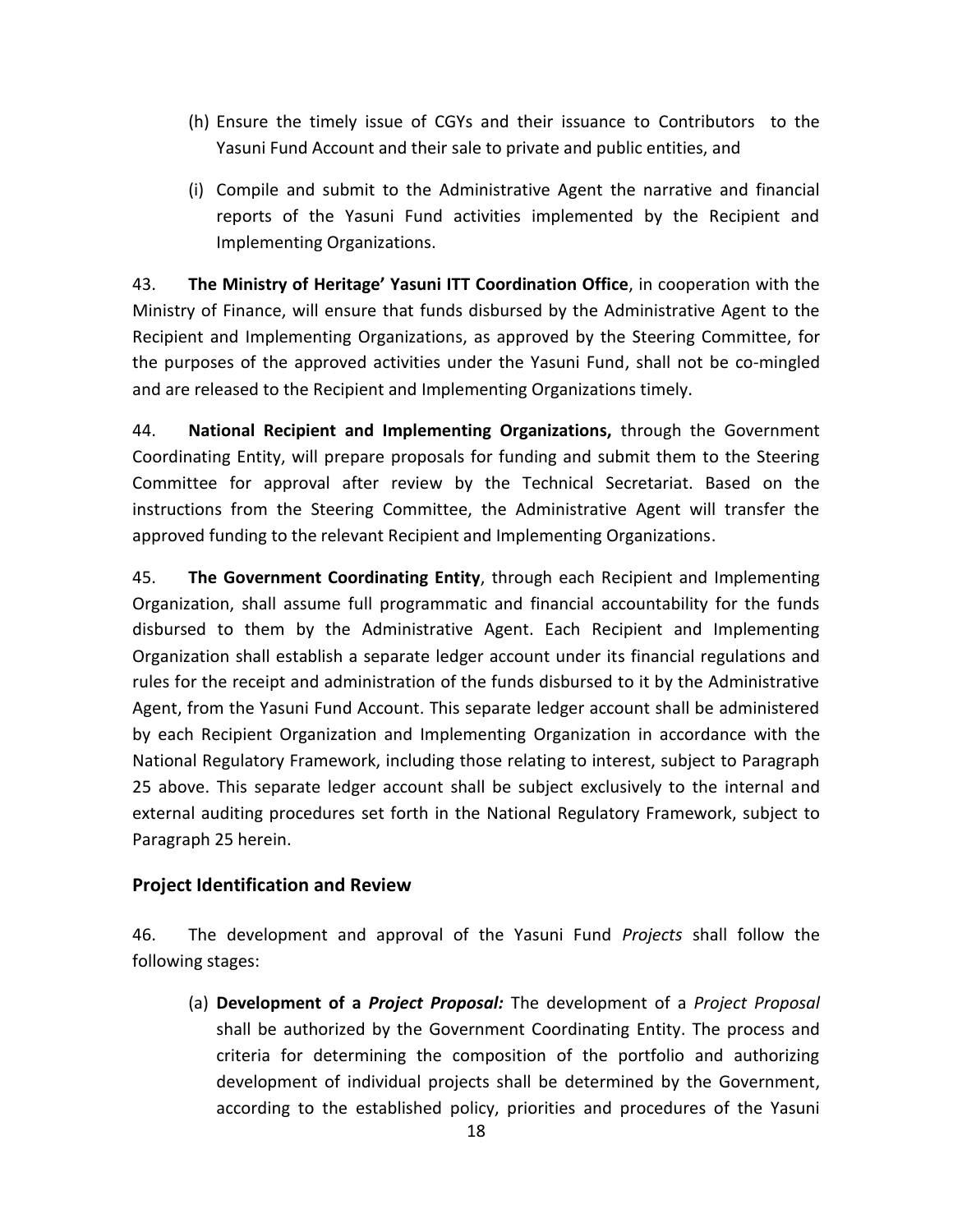(h) Ensure the timely issue of CGYs and their issuance to Contributors to the Yasuni Fund Account and their sale to private and public entities, and

(i) Compile and submit to the Administrative Agent the narrative and financial reports of the Yasuni Fund activities implemented by the Recipient and Implementing Organizations.

43. **The Ministry of Heritage' Yasuni ITT Coordination Office**, in cooperation with the Ministry of Finance, will ensure that funds disbursed by the Administrative Agent to the Recipient and Implementing Organizations, as approved by the Steering Committee, for the purposes of the approved activities under the Yasuni Fund, shall not be co-mingled and are released to the Recipient and Implementing Organizations timely.

44. **National Recipient and Implementing Organizations,** through the Government Coordinating Entity, will prepare proposals for funding and submit them to the Steering Committee for approval after review by the Technical Secretariat. Based on the instructions from the Steering Committee, the Administrative Agent will transfer the approved funding to the relevant Recipient and Implementing Organizations.

45. **The Government Coordinating Entity**, through each Recipient and Implementing Organization, shall assume full programmatic and financial accountability for the funds disbursed to them by the Administrative Agent. Each Recipient and Implementing Organization shall establish a separate ledger account under its financial regulations and rules for the receipt and administration of the funds disbursed to it by the Administrative Agent, from the Yasuni Fund Account. This separate ledger account shall be administered by each Recipient Organization and Implementing Organization in accordance with the National Regulatory Framework, including those relating to interest, subject to Paragraph 25 above. This separate ledger account shall be subject exclusively to the internal and external auditing procedures set forth in the National Regulatory Framework, subject to Paragraph 25 herein.

## Project Identification and Review

46. The development and approval of the Yasuni Fund *Projects* shall follow the following stages:

(a) **Development of a *Project Proposal:*** The development of a *Project Proposal* shall be authorized by the Government Coordinating Entity. The process and criteria for determining the composition of the portfolio and authorizing development of individual projects shall be determined by the Government, according to the established policy, priorities and procedures of the Yasuni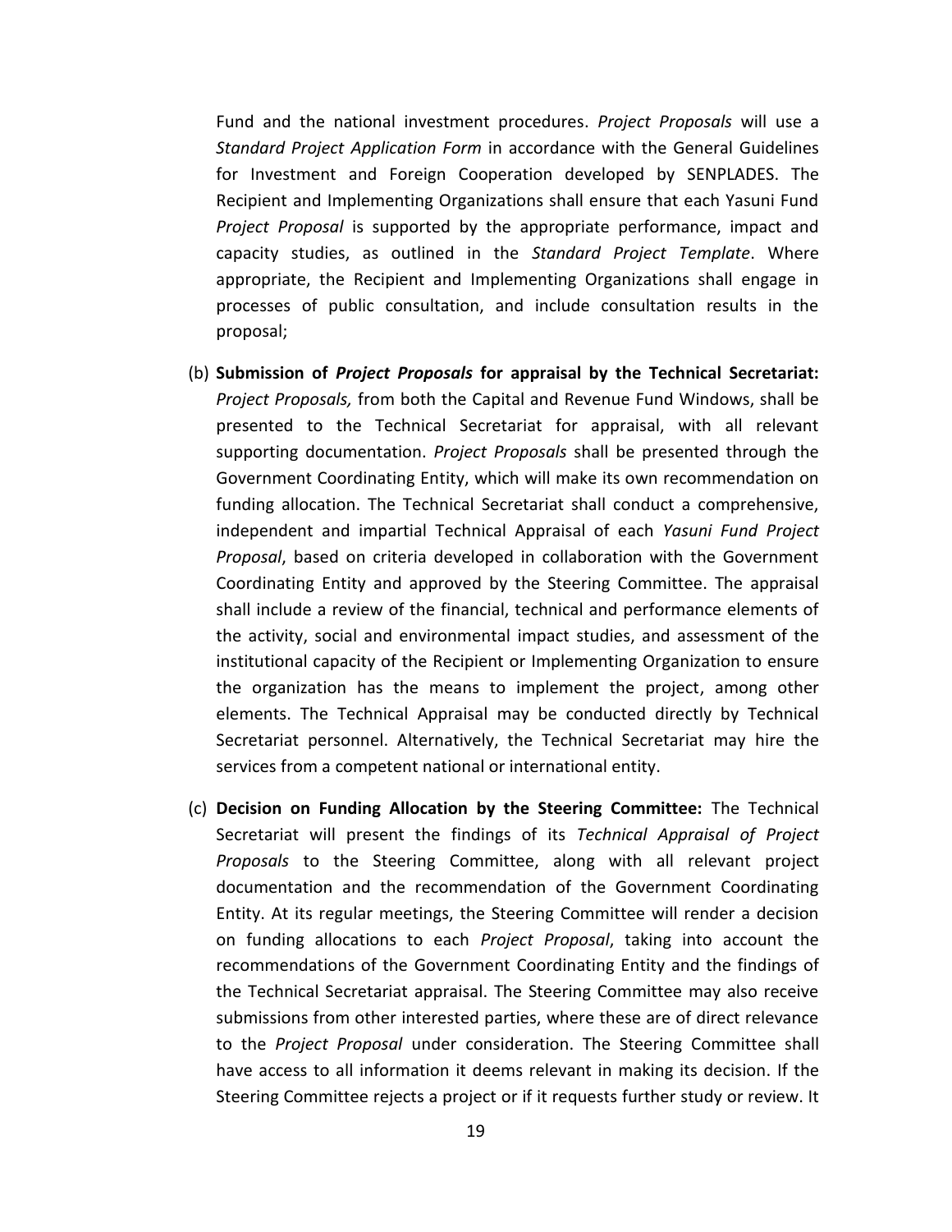Fund and the national investment procedures. *Project Proposals* will use a *Standard Project Application Form* in accordance with the General Guidelines for Investment and Foreign Cooperation developed by SENPLADES. The Recipient and Implementing Organizations shall ensure that each Yasuni Fund *Project Proposal* is supported by the appropriate performance, impact and capacity studies, as outlined in the *Standard Project Template*. Where appropriate, the Recipient and Implementing Organizations shall engage in processes of public consultation, and include consultation results in the proposal;

(b) **Submission of *Project Proposals* for appraisal by the Technical Secretariat:** *Project Proposals,* from both the Capital and Revenue Fund Windows, shall be presented to the Technical Secretariat for appraisal, with all relevant supporting documentation. *Project Proposals* shall be presented through the Government Coordinating Entity, which will make its own recommendation on funding allocation. The Technical Secretariat shall conduct a comprehensive, independent and impartial Technical Appraisal of each *Yasuni Fund Project Proposal*, based on criteria developed in collaboration with the Government Coordinating Entity and approved by the Steering Committee. The appraisal shall include a review of the financial, technical and performance elements of the activity, social and environmental impact studies, and assessment of the institutional capacity of the Recipient or Implementing Organization to ensure the organization has the means to implement the project, among other elements. The Technical Appraisal may be conducted directly by Technical Secretariat personnel. Alternatively, the Technical Secretariat may hire the services from a competent national or international entity.

(c) **Decision on Funding Allocation by the Steering Committee:** The Technical Secretariat will present the findings of its *Technical Appraisal of Project Proposals* to the Steering Committee, along with all relevant project documentation and the recommendation of the Government Coordinating Entity. At its regular meetings, the Steering Committee will render a decision on funding allocations to each *Project Proposal*, taking into account the recommendations of the Government Coordinating Entity and the findings of the Technical Secretariat appraisal. The Steering Committee may also receive submissions from other interested parties, where these are of direct relevance to the *Project Proposal* under consideration. The Steering Committee shall have access to all information it deems relevant in making its decision. If the Steering Committee rejects a project or if it requests further study or review. It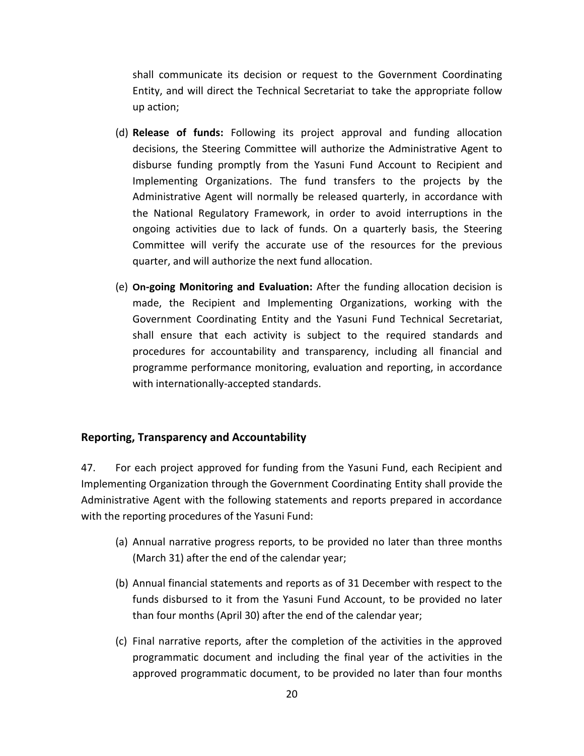shall communicate its decision or request to the Government Coordinating Entity, and will direct the Technical Secretariat to take the appropriate follow up action;

(d) **Release of funds:** Following its project approval and funding allocation decisions, the Steering Committee will authorize the Administrative Agent to disburse funding promptly from the Yasuni Fund Account to Recipient and Implementing Organizations. The fund transfers to the projects by the Administrative Agent will normally be released quarterly, in accordance with the National Regulatory Framework, in order to avoid interruptions in the ongoing activities due to lack of funds. On a quarterly basis, the Steering Committee will verify the accurate use of the resources for the previous quarter, and will authorize the next fund allocation.

(e) **On-going Monitoring and Evaluation:** After the funding allocation decision is made, the Recipient and Implementing Organizations, working with the Government Coordinating Entity and the Yasuni Fund Technical Secretariat, shall ensure that each activity is subject to the required standards and procedures for accountability and transparency, including all financial and programme performance monitoring, evaluation and reporting, in accordance with internationally-accepted standards.

## Reporting, Transparency and Accountability

47. For each project approved for funding from the Yasuni Fund, each Recipient and Implementing Organization through the Government Coordinating Entity shall provide the Administrative Agent with the following statements and reports prepared in accordance with the reporting procedures of the Yasuni Fund:

(a) Annual narrative progress reports, to be provided no later than three months (March 31) after the end of the calendar year;

(b) Annual financial statements and reports as of 31 December with respect to the funds disbursed to it from the Yasuni Fund Account, to be provided no later than four months (April 30) after the end of the calendar year;

(c) Final narrative reports, after the completion of the activities in the approved programmatic document and including the final year of the activities in the approved programmatic document, to be provided no later than four months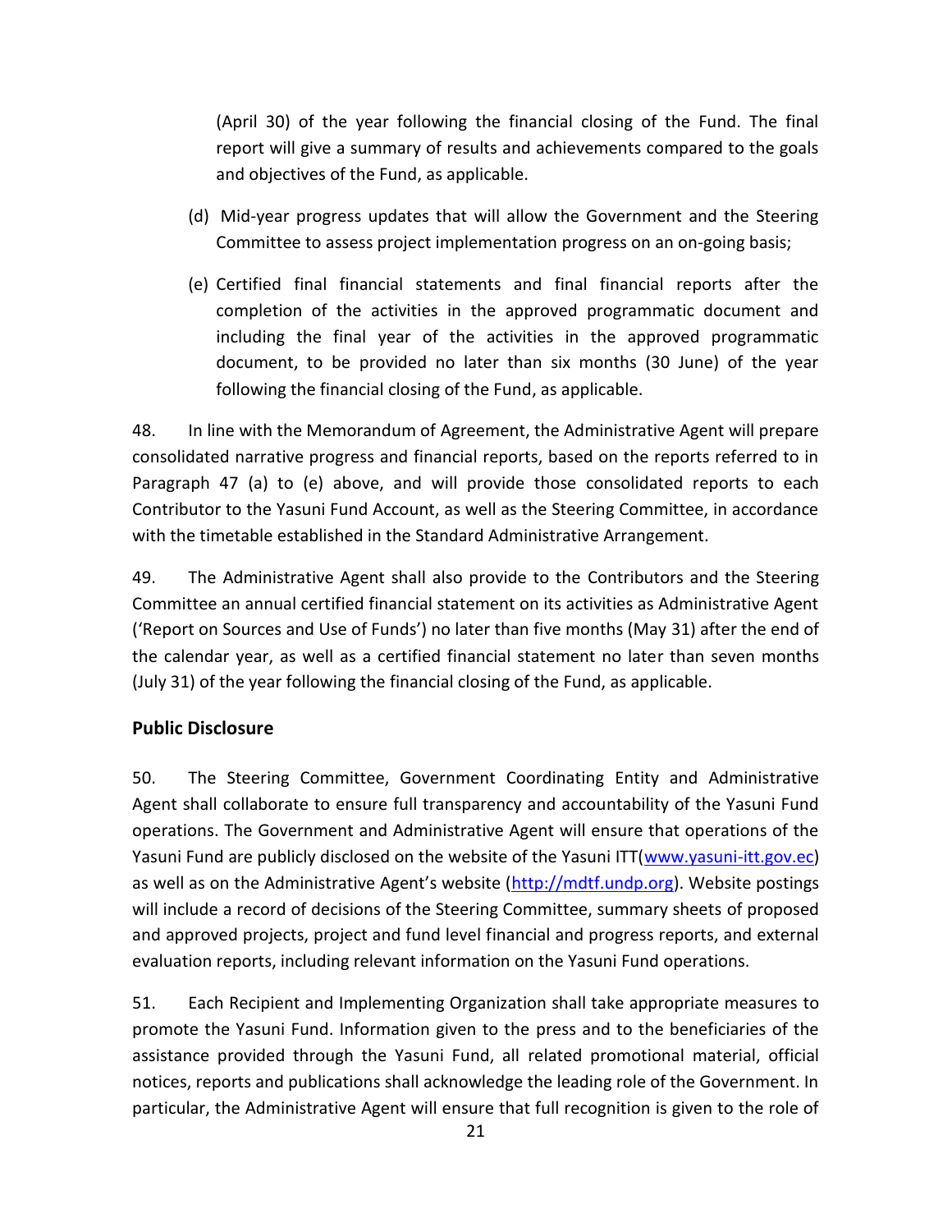(April 30) of the year following the financial closing of the Fund. The final report will give a summary of results and achievements compared to the goals and objectives of the Fund, as applicable.

(d) Mid-year progress updates that will allow the Government and the Steering Committee to assess project implementation progress on an on-going basis;

(e) Certified final financial statements and final financial reports after the completion of the activities in the approved programmatic document and including the final year of the activities in the approved programmatic document, to be provided no later than six months (30 June) of the year following the financial closing of the Fund, as applicable.

48. In line with the Memorandum of Agreement, the Administrative Agent will prepare consolidated narrative progress and financial reports, based on the reports referred to in Paragraph 47 (a) to (e) above, and will provide those consolidated reports to each Contributor to the Yasuni Fund Account, as well as the Steering Committee, in accordance with the timetable established in the Standard Administrative Arrangement.

49. The Administrative Agent shall also provide to the Contributors and the Steering Committee an annual certified financial statement on its activities as Administrative Agent ('Report on Sources and Use of Funds') no later than five months (May 31) after the end of the calendar year, as well as a certified financial statement no later than seven months (July 31) of the year following the financial closing of the Fund, as applicable.

**Public Disclosure**

50. The Steering Committee, Government Coordinating Entity and Administrative Agent shall collaborate to ensure full transparency and accountability of the Yasuni Fund operations. The Government and Administrative Agent will ensure that operations of the Yasuni Fund are publicly disclosed on the website of the Yasuni ITT(www.yasuni-itt.gov.ec) as well as on the Administrative Agent's website (http://mdtf.undp.org). Website postings will include a record of decisions of the Steering Committee, summary sheets of proposed and approved projects, project and fund level financial and progress reports, and external evaluation reports, including relevant information on the Yasuni Fund operations.

51. Each Recipient and Implementing Organization shall take appropriate measures to promote the Yasuni Fund. Information given to the press and to the beneficiaries of the assistance provided through the Yasuni Fund, all related promotional material, official notices, reports and publications shall acknowledge the leading role of the Government. In particular, the Administrative Agent will ensure that full recognition is given to the role of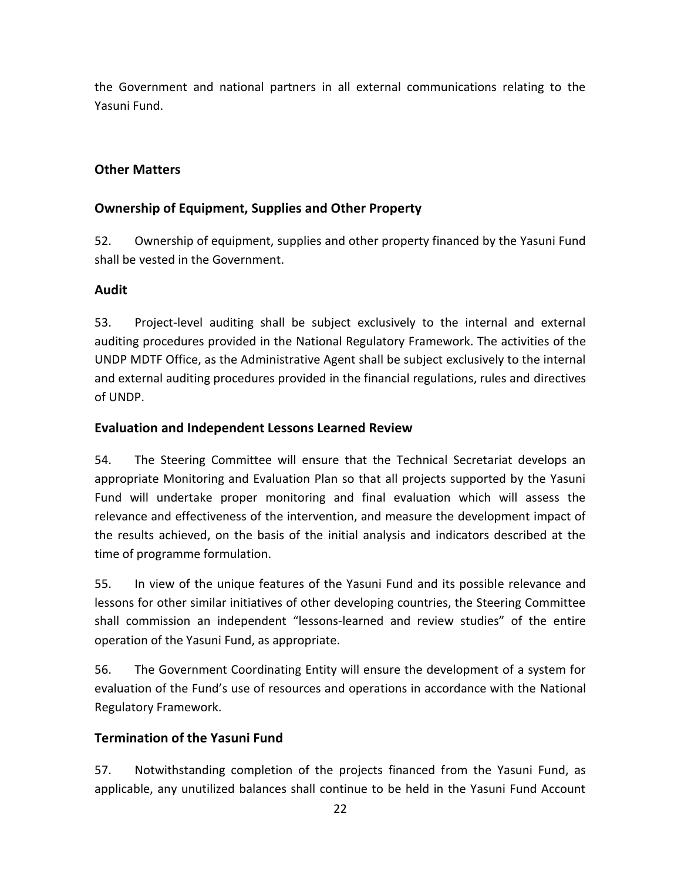the Government and national partners in all external communications relating to the Yasuni Fund.

## Other Matters

### Ownership of Equipment, Supplies and Other Property

52. Ownership of equipment, supplies and other property financed by the Yasuni Fund shall be vested in the Government.

### Audit

53. Project-level auditing shall be subject exclusively to the internal and external auditing procedures provided in the National Regulatory Framework. The activities of the UNDP MDTF Office, as the Administrative Agent shall be subject exclusively to the internal and external auditing procedures provided in the financial regulations, rules and directives of UNDP.

### Evaluation and Independent Lessons Learned Review

54. The Steering Committee will ensure that the Technical Secretariat develops an appropriate Monitoring and Evaluation Plan so that all projects supported by the Yasuni Fund will undertake proper monitoring and final evaluation which will assess the relevance and effectiveness of the intervention, and measure the development impact of the results achieved, on the basis of the initial analysis and indicators described at the time of programme formulation.

55. In view of the unique features of the Yasuni Fund and its possible relevance and lessons for other similar initiatives of other developing countries, the Steering Committee shall commission an independent "lessons-learned and review studies" of the entire operation of the Yasuni Fund, as appropriate.

56. The Government Coordinating Entity will ensure the development of a system for evaluation of the Fund's use of resources and operations in accordance with the National Regulatory Framework.

### Termination of the Yasuni Fund

57. Notwithstanding completion of the projects financed from the Yasuni Fund, as applicable, any unutilized balances shall continue to be held in the Yasuni Fund Account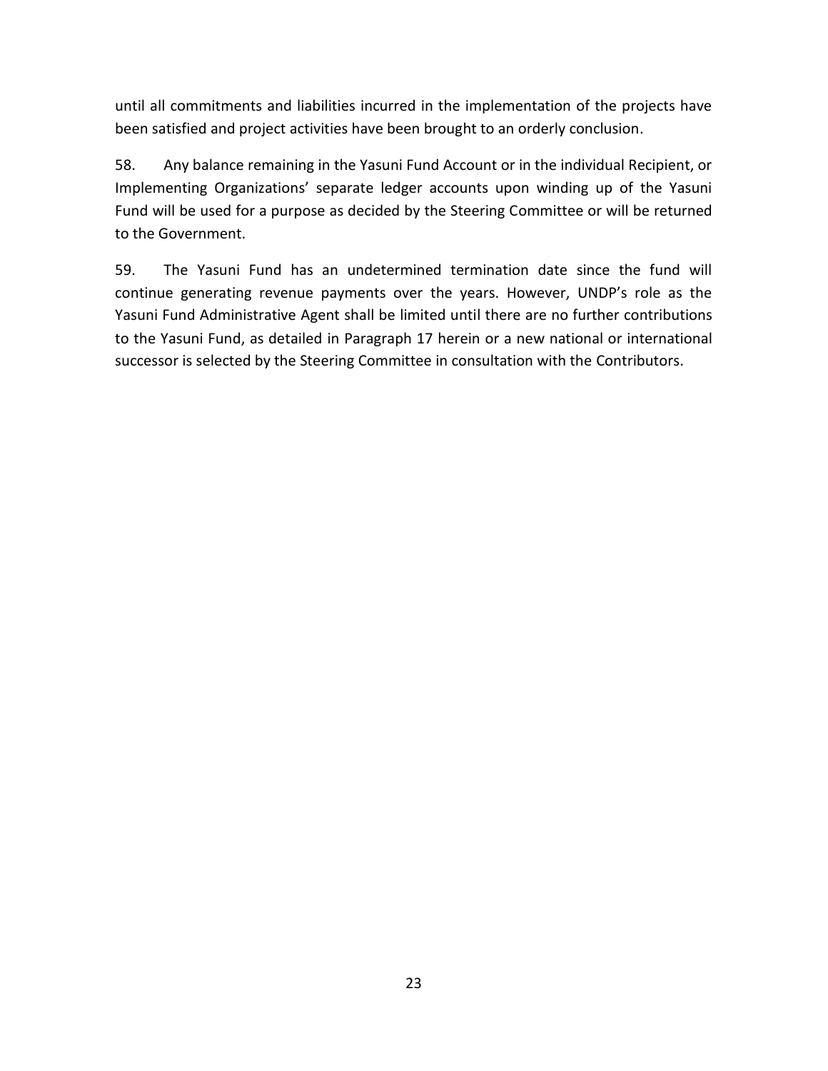until all commitments and liabilities incurred in the implementation of the projects have been satisfied and project activities have been brought to an orderly conclusion.

58. Any balance remaining in the Yasuni Fund Account or in the individual Recipient, or Implementing Organizations' separate ledger accounts upon winding up of the Yasuni Fund will be used for a purpose as decided by the Steering Committee or will be returned to the Government.

59. The Yasuni Fund has an undetermined termination date since the fund will continue generating revenue payments over the years. However, UNDP's role as the Yasuni Fund Administrative Agent shall be limited until there are no further contributions to the Yasuni Fund, as detailed in Paragraph 17 herein or a new national or international successor is selected by the Steering Committee in consultation with the Contributors.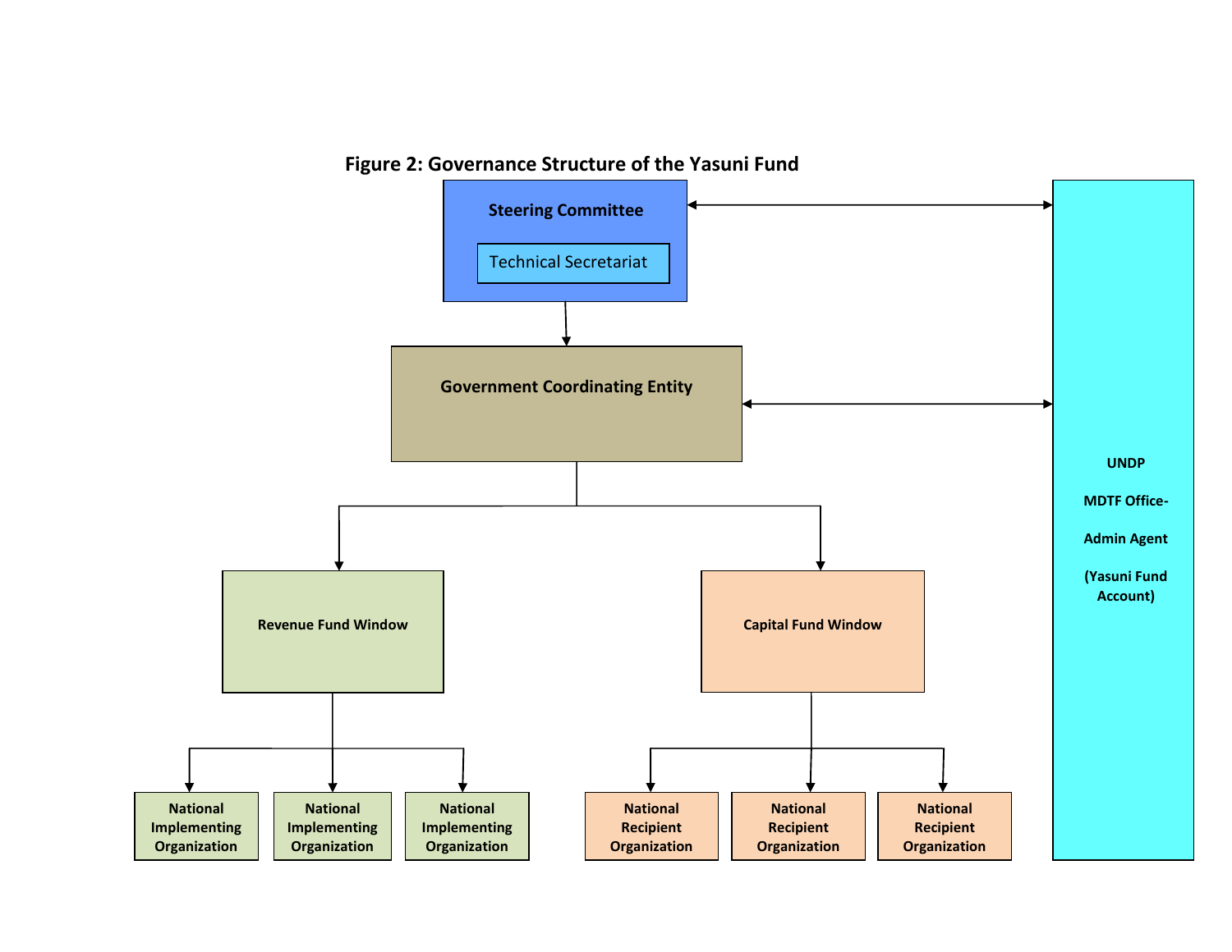**Figure 2: Governance Structure of the Yasuni Fund**

Steering Committee

Technical Secretariat

Government Coordinating Entity

Revenue Fund Window

Capital Fund Window

National Implementing Organization

National Implementing Organization

National Implementing Organization

National Recipient Organization

National Recipient Organization

National Recipient Organization

UNDP

MDTF Office-

Admin Agent

(Yasuni Fund Account)